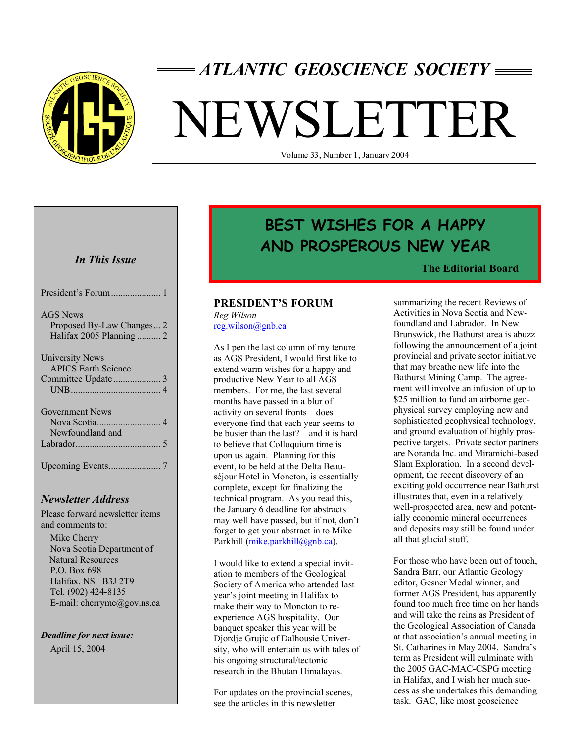# ATLANTIC GEOSCIENCE SOCIETY

# NEWSLETTER

Volume 33, Number 1, January 2004

***In This Issue***

President's Forum ..................... 1

AGS News
- Proposed By-Law Changes... 2
- Halifax 2005 Planning .......... 2

University News
- APICS Earth Science Committee Update .................... 3
- UNB ...................................... 4

Government News
- Nova Scotia........................... 4
- Newfoundland and Labrador.................................... 5

Upcoming Events...................... 7

***Newsletter Address***

Please forward newsletter items and comments to:

Mike Cherry
Nova Scotia Department of Natural Resources
P.O. Box 698
Halifax, NS B3J 2T9
Tel. (902) 424-8135
E-mail: cherryme@gov.ns.ca

***Deadline for next issue:***
April 15, 2004

**BEST WISHES FOR A HAPPY AND PROSPEROUS NEW YEAR**

**The Editorial Board**

## PRESIDENT'S FORUM

*Reg Wilson*
reg.wilson@gnb.ca

As I pen the last column of my tenure as AGS President, I would first like to extend warm wishes for a happy and productive New Year to all AGS members. For me, the last several months have passed in a blur of activity on several fronts – does everyone find that each year seems to be busier than the last? – and it is hard to believe that Colloquium time is upon us again. Planning for this event, to be held at the Delta Beauséjour Hotel in Moncton, is essentially complete, except for finalizing the technical program. As you read this, the January 6 deadline for abstracts may well have passed, but if not, don't forget to get your abstract in to Mike Parkhill (mike.parkhill@gnb.ca).

I would like to extend a special invitation to members of the Geological Society of America who attended last year's joint meeting in Halifax to make their way to Moncton to re-experience AGS hospitality. Our banquet speaker this year will be Djordje Grujic of Dalhousie University, who will entertain us with tales of his ongoing structural/tectonic research in the Bhutan Himalayas.

For updates on the provincial scenes, see the articles in this newsletter summarizing the recent Reviews of Activities in Nova Scotia and Newfoundland and Labrador. In New Brunswick, the Bathurst area is abuzz following the announcement of a joint provincial and private sector initiative that may breathe new life into the Bathurst Mining Camp. The agreement will involve an infusion of up to $25 million to fund an airborne geophysical survey employing new and sophisticated geophysical technology, and ground evaluation of highly prospective targets. Private sector partners are Noranda Inc. and Miramichi-based Slam Exploration. In a second development, the recent discovery of an exciting gold occurrence near Bathurst illustrates that, even in a relatively well-prospected area, new and potentially economic mineral occurrences and deposits may still be found under all that glacial stuff.

For those who have been out of touch, Sandra Barr, our Atlantic Geology editor, Gesner Medal winner, and former AGS President, has apparently found too much free time on her hands and will take the reins as President of the Geological Association of Canada at that association's annual meeting in St. Catharines in May 2004. Sandra's term as President will culminate with the 2005 GAC-MAC-CSPG meeting in Halifax, and I wish her much success as she undertakes this demanding task. GAC, like most geoscience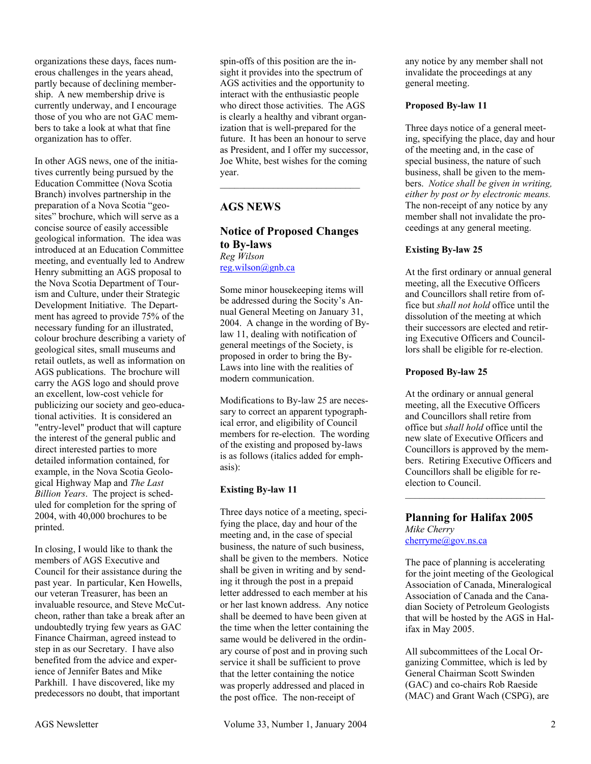organizations these days, faces numerous challenges in the years ahead, partly because of declining membership. A new membership drive is currently underway, and I encourage those of you who are not GAC members to take a look at what that fine organization has to offer.

In other AGS news, one of the initiatives currently being pursued by the Education Committee (Nova Scotia Branch) involves partnership in the preparation of a Nova Scotia "geosites" brochure, which will serve as a concise source of easily accessible geological information. The idea was introduced at an Education Committee meeting, and eventually led to Andrew Henry submitting an AGS proposal to the Nova Scotia Department of Tourism and Culture, under their Strategic Development Initiative. The Department has agreed to provide 75% of the necessary funding for an illustrated, colour brochure describing a variety of geological sites, small museums and retail outlets, as well as information on AGS publications. The brochure will carry the AGS logo and should prove an excellent, low-cost vehicle for publicizing our society and geo-educational activities. It is considered an "entry-level" product that will capture the interest of the general public and direct interested parties to more detailed information contained, for example, in the Nova Scotia Geological Highway Map and *The Last Billion Years*. The project is scheduled for completion for the spring of 2004, with 40,000 brochures to be printed.

In closing, I would like to thank the members of AGS Executive and Council for their assistance during the past year. In particular, Ken Howells, our veteran Treasurer, has been an invaluable resource, and Steve McCutcheon, rather than take a break after an undoubtedly trying few years as GAC Finance Chairman, agreed instead to step in as our Secretary. I have also benefited from the advice and experience of Jennifer Bates and Mike Parkhill. I have discovered, like my predecessors no doubt, that important spin-offs of this position are the insight it provides into the spectrum of AGS activities and the opportunity to interact with the enthusiastic people who direct those activities. The AGS is clearly a healthy and vibrant organization that is well-prepared for the future. It has been an honour to serve as President, and I offer my successor, Joe White, best wishes for the coming year.

---

## AGS NEWS

### Notice of Proposed Changes to By-laws

*Reg Wilson*
reg.wilson@gnb.ca

Some minor housekeeping items will be addressed during the Socity's Annual General Meeting on January 31, 2004. A change in the wording of By-law 11, dealing with notification of general meetings of the Society, is proposed in order to bring the By-Laws into line with the realities of modern communication.

Modifications to By-law 25 are necessary to correct an apparent typographical error, and eligibility of Council members for re-election. The wording of the existing and proposed by-laws is as follows (italics added for emphasis):

**Existing By-law 11**

Three days notice of a meeting, specifying the place, day and hour of the meeting and, in the case of special business, the nature of such business, shall be given to the members. Notice shall be given in writing and by sending it through the post in a prepaid letter addressed to each member at his or her last known address. Any notice shall be deemed to have been given at the time when the letter containing the same would be delivered in the ordinary course of post and in proving such service it shall be sufficient to prove that the letter containing the notice was properly addressed and placed in the post office. The non-receipt of any notice by any member shall not invalidate the proceedings at any general meeting.

**Proposed By-law 11**

Three days notice of a general meeting, specifying the place, day and hour of the meeting and, in the case of special business, the nature of such business, shall be given to the members. *Notice shall be given in writing, either by post or by electronic means.* The non-receipt of any notice by any member shall not invalidate the proceedings at any general meeting.

**Existing By-law 25**

At the first ordinary or annual general meeting, all the Executive Officers and Councillors shall retire from office but *shall not hold* office until the dissolution of the meeting at which their successors are elected and retiring Executive Officers and Councillors shall be eligible for re-election.

**Proposed By-law 25**

At the ordinary or annual general meeting, all the Executive Officers and Councillors shall retire from office but *shall hold* office until the new slate of Executive Officers and Councillors is approved by the members. Retiring Executive Officers and Councillors shall be eligible for re-election to Council.

---

### Planning for Halifax 2005

*Mike Cherry*
cherryme@gov.ns.ca

The pace of planning is accelerating for the joint meeting of the Geological Association of Canada, Mineralogical Association of Canada and the Canadian Society of Petroleum Geologists that will be hosted by the AGS in Halifax in May 2005.

All subcommittees of the Local Organizing Committee, which is led by General Chairman Scott Swinden (GAC) and co-chairs Rob Raeside (MAC) and Grant Wach (CSPG), are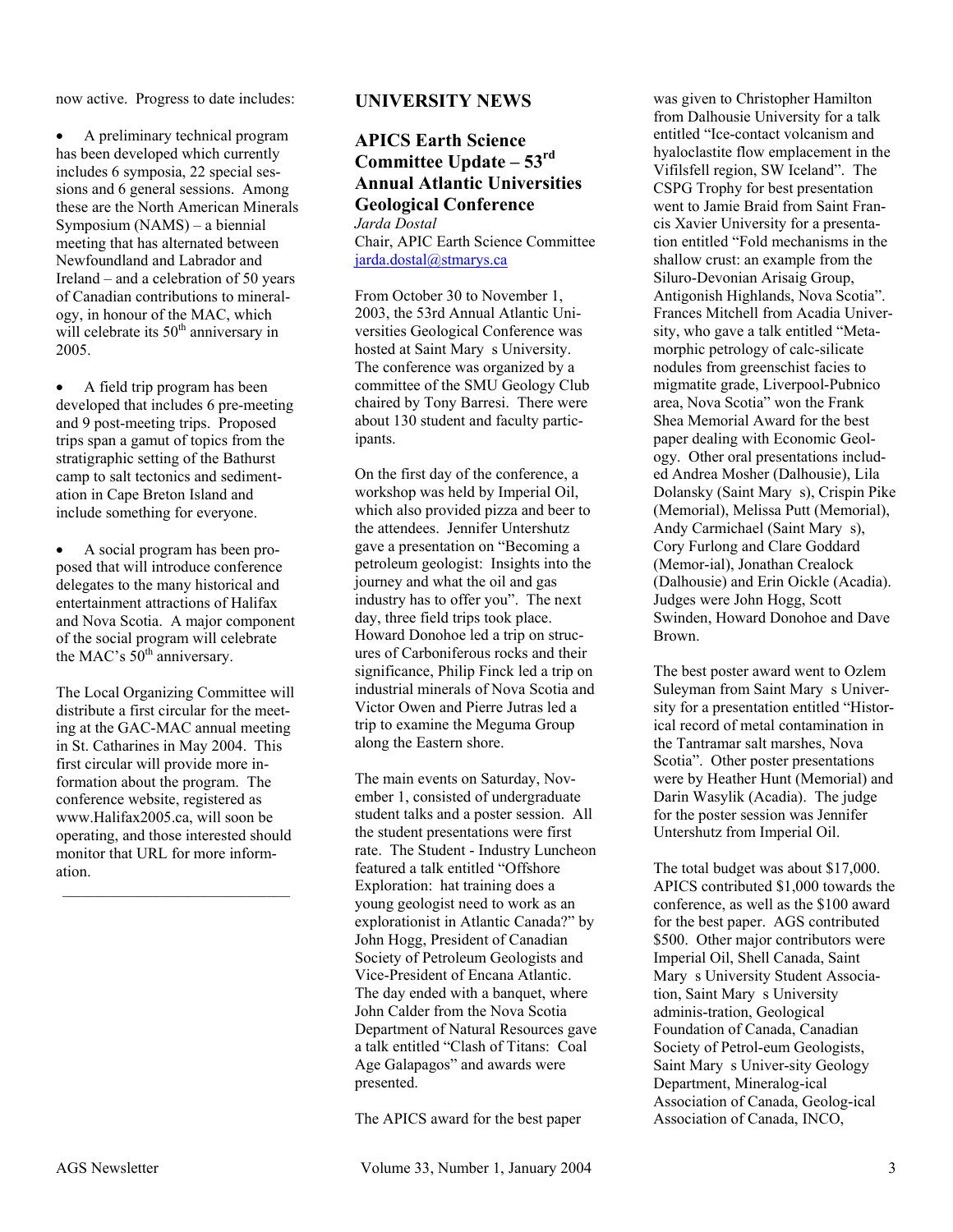now active. Progress to date includes:

- A preliminary technical program has been developed which currently includes 6 symposia, 22 special sessions and 6 general sessions. Among these are the North American Minerals Symposium (NAMS) – a biennial meeting that has alternated between Newfoundland and Labrador and Ireland – and a celebration of 50 years of Canadian contributions to mineralogy, in honour of the MAC, which will celebrate its 50th anniversary in 2005.

- A field trip program has been developed that includes 6 pre-meeting and 9 post-meeting trips. Proposed trips span a gamut of topics from the stratigraphic setting of the Bathurst camp to salt tectonics and sedimentation in Cape Breton Island and include something for everyone.

- A social program has been proposed that will introduce conference delegates to the many historical and entertainment attractions of Halifax and Nova Scotia. A major component of the social program will celebrate the MAC's 50th anniversary.

The Local Organizing Committee will distribute a first circular for the meeting at the GAC-MAC annual meeting in St. Catharines in May 2004. This first circular will provide more information about the program. The conference website, registered as www.Halifax2005.ca, will soon be operating, and those interested should monitor that URL for more information.

---

# UNIVERSITY NEWS

## APICS Earth Science Committee Update – 53rd Annual Atlantic Universities Geological Conference

*Jarda Dostal*
Chair, APIC Earth Science Committee
jarda.dostal@stmarys.ca

From October 30 to November 1, 2003, the 53rd Annual Atlantic Universities Geological Conference was hosted at Saint Mary s University. The conference was organized by a committee of the SMU Geology Club chaired by Tony Barresi. There were about 130 student and faculty participants.

On the first day of the conference, a workshop was held by Imperial Oil, which also provided pizza and beer to the attendees. Jennifer Untershutz gave a presentation on "Becoming a petroleum geologist: Insights into the journey and what the oil and gas industry has to offer you". The next day, three field trips took place. Howard Donohoe led a trip on strucures of Carboniferous rocks and their significance, Philip Finck led a trip on industrial minerals of Nova Scotia and Victor Owen and Pierre Jutras led a trip to examine the Meguma Group along the Eastern shore.

The main events on Saturday, November 1, consisted of undergraduate student talks and a poster session. All the student presentations were first rate. The Student - Industry Luncheon featured a talk entitled "Offshore Exploration: hat training does a young geologist need to work as an explorationist in Atlantic Canada?" by John Hogg, President of Canadian Society of Petroleum Geologists and Vice-President of Encana Atlantic. The day ended with a banquet, where John Calder from the Nova Scotia Department of Natural Resources gave a talk entitled "Clash of Titans: Coal Age Galapagos" and awards were presented.

The APICS award for the best paper was given to Christopher Hamilton from Dalhousie University for a talk entitled "Ice-contact volcanism and hyaloclastite flow emplacement in the Vifilsfell region, SW Iceland". The CSPG Trophy for best presentation went to Jamie Braid from Saint Francis Xavier University for a presentation entitled "Fold mechanisms in the shallow crust: an example from the Siluro-Devonian Arisaig Group, Antigonish Highlands, Nova Scotia". Frances Mitchell from Acadia University, who gave a talk entitled "Metamorphic petrology of calc-silicate nodules from greenschist facies to migmatite grade, Liverpool-Pubnico area, Nova Scotia" won the Frank Shea Memorial Award for the best paper dealing with Economic Geology. Other oral presentations included Andrea Mosher (Dalhousie), Lila Dolansky (Saint Mary s), Crispin Pike (Memorial), Melissa Putt (Memorial), Andy Carmichael (Saint Mary s), Cory Furlong and Clare Goddard (Memor-ial), Jonathan Crealock (Dalhousie) and Erin Oickle (Acadia). Judges were John Hogg, Scott Swinden, Howard Donohoe and Dave Brown.

The best poster award went to Ozlem Suleyman from Saint Mary s University for a presentation entitled "Historical record of metal contamination in the Tantramar salt marshes, Nova Scotia". Other poster presentations were by Heather Hunt (Memorial) and Darin Wasylik (Acadia). The judge for the poster session was Jennifer Untershutz from Imperial Oil.

The total budget was about $17,000. APICS contributed $1,000 towards the conference, as well as the $100 award for the best paper. AGS contributed $500. Other major contributors were Imperial Oil, Shell Canada, Saint Mary s University Student Association, Saint Mary s University adminis-tration, Geological Foundation of Canada, Canadian Society of Petrol-eum Geologists, Saint Mary s Univer-sity Geology Department, Mineralog-ical Association of Canada, Geolog-ical Association of Canada, INCO,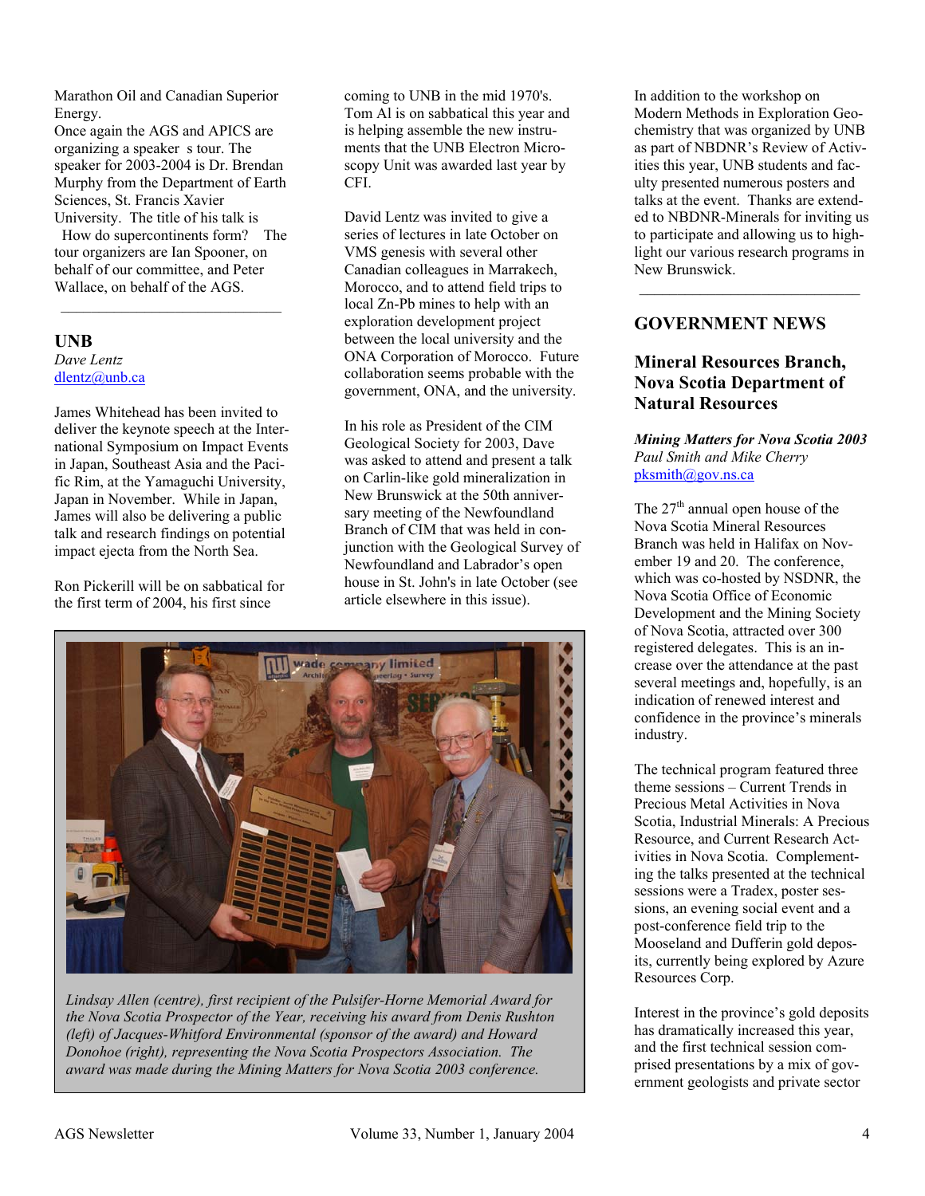Marathon Oil and Canadian Superior Energy.

Once again the AGS and APICS are organizing a speaker s tour. The speaker for 2003-2004 is Dr. Brendan Murphy from the Department of Earth Sciences, St. Francis Xavier University. The title of his talk is How do supercontinents form? The tour organizers are Ian Spooner, on behalf of our committee, and Peter Wallace, on behalf of the AGS.

---

## UNB

*Dave Lentz*
dlentz@unb.ca

James Whitehead has been invited to deliver the keynote speech at the International Symposium on Impact Events in Japan, Southeast Asia and the Pacific Rim, at the Yamaguchi University, Japan in November. While in Japan, James will also be delivering a public talk and research findings on potential impact ejecta from the North Sea.

Ron Pickerill will be on sabbatical for the first term of 2004, his first since coming to UNB in the mid 1970's. Tom Al is on sabbatical this year and is helping assemble the new instruments that the UNB Electron Microscopy Unit was awarded last year by CFI.

David Lentz was invited to give a series of lectures in late October on VMS genesis with several other Canadian colleagues in Marrakech, Morocco, and to attend field trips to local Zn-Pb mines to help with an exploration development project between the local university and the ONA Corporation of Morocco. Future collaboration seems probable with the government, ONA, and the university.

In his role as President of the CIM Geological Society for 2003, Dave was asked to attend and present a talk on Carlin-like gold mineralization in New Brunswick at the 50th anniversary meeting of the Newfoundland Branch of CIM that was held in conjunction with the Geological Survey of Newfoundland and Labrador's open house in St. John's in late October (see article elsewhere in this issue).

In addition to the workshop on Modern Methods in Exploration Geochemistry that was organized by UNB as part of NBDNR's Review of Activities this year, UNB students and faculty presented numerous posters and talks at the event. Thanks are extended to NBDNR-Minerals for inviting us to participate and allowing us to highlight our research programs in New Brunswick.

*Lindsay Allen (centre), first recipient of the Pulsifer-Horne Memorial Award for the Nova Scotia Prospector of the Year, receiving his award from Denis Rushton (left) of Jacques-Whitford Environmental (sponsor of the award) and Howard Donohoe (right), representing the Nova Scotia Prospectors Association. The award was made during the Mining Matters for Nova Scotia 2003 conference.*

---

# GOVERNMENT NEWS

## Mineral Resources Branch, Nova Scotia Department of Natural Resources

***Mining Matters for Nova Scotia 2003***
*Paul Smith and Mike Cherry*
pksmith@gov.ns.ca

The 27th annual open house of the Nova Scotia Mineral Resources Branch was held in Halifax on November 19 and 20. The conference, which was co-hosted by NSDNR, the Nova Scotia Office of Economic Development and the Mining Society of Nova Scotia, attracted over 300 registered delegates. This is an increase over the attendance at the past several meetings and, hopefully, is an indication of renewed interest and confidence in the province's minerals industry.

The technical program featured three theme sessions – Current Trends in Precious Metal Activities in Nova Scotia, Industrial Minerals: A Precious Resource, and Current Research Activities in Nova Scotia. Complementing the talks presented at the technical sessions were a Tradex, poster sessions, an evening social event and a post-conference field trip to the Mooseland and Dufferin gold deposits, currently being explored by Azure Resources Corp.

Interest in the province's gold deposits has dramatically increased this year, and the first technical session comprised presentations by a mix of government geologists and private sector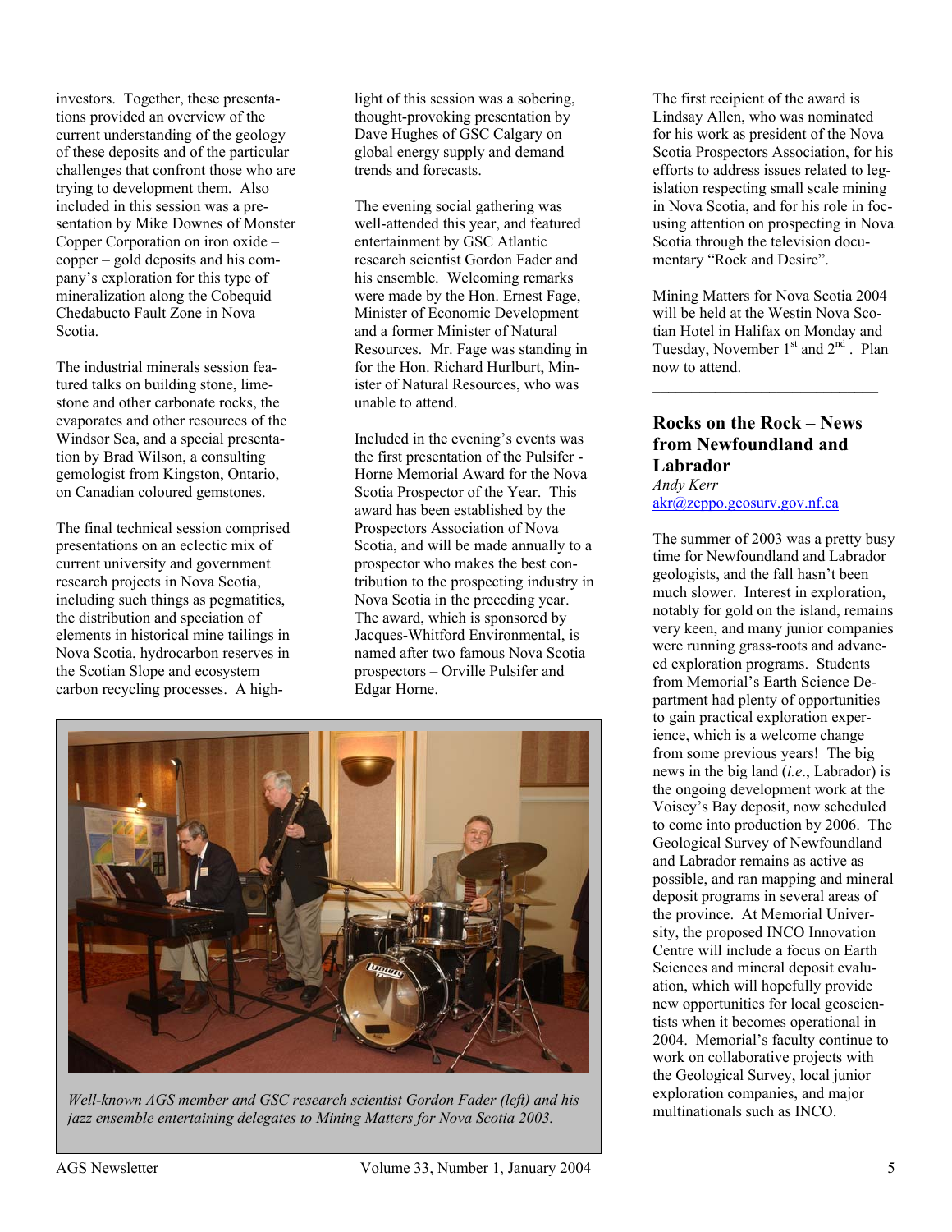investors. Together, these presentations provided an overview of the current understanding of the geology of these deposits and of the particular challenges that confront those who are trying to development them. Also included in this session was a presentation by Mike Downes of Monster Copper Corporation on iron oxide – copper – gold deposits and his company's exploration for this type of mineralization along the Cobequid – Chedabucto Fault Zone in Nova Scotia.

The industrial minerals session featured talks on building stone, limestone and other carbonate rocks, the evaporates and other resources of the Windsor Sea, and a special presentation by Brad Wilson, a consulting gemologist from Kingston, Ontario, on Canadian coloured gemstones.

The final technical session comprised presentations on an eclectic mix of current university and government research projects in Nova Scotia, including such things as pegmatities, the distribution and speciation of elements in historical mine tailings in Nova Scotia, hydrocarbon reserves in the Scotian Slope and ecosystem carbon recycling processes. A highlight of this session was a sobering, thought-provoking presentation by Dave Hughes of GSC Calgary on global energy supply and demand trends and forecasts.

The evening social gathering was well-attended this year, and featured entertainment by GSC Atlantic research scientist Gordon Fader and his ensemble. Welcoming remarks were made by the Hon. Ernest Fage, Minister of Economic Development and a former Minister of Natural Resources. Mr. Fage was standing in for the Hon. Richard Hurlburt, Minister of Natural Resources, who was unable to attend.

Included in the evening's events was the first presentation of the Pulsifer - Horne Memorial Award for the Nova Scotia Prospector of the Year. This award has been established by the Prospectors Association of Nova Scotia, and will be made annually to a prospector who makes the best contribution to the prospecting industry in Nova Scotia in the preceding year. The award, which is sponsored by Jacques-Whitford Environmental, is named after two famous Nova Scotia prospectors – Orville Pulsifer and Edgar Horne.

*Well-known AGS member and GSC research scientist Gordon Fader (left) and his jazz ensemble entertaining delegates to Mining Matters for Nova Scotia 2003.*

The first recipient of the award is Lindsay Allen, who was nominated for his work as president of the Nova Scotia Prospectors Association, for his efforts to address issues related to legislation respecting small scale mining in Nova Scotia, and for his role in focusing attention on prospecting in Nova Scotia through the television documentary "Rock and Desire".

Mining Matters for Nova Scotia 2004 will be held at the Westin Nova Scotian Hotel in Halifax on Monday and Tuesday, November 1st and 2nd. Plan now to attend.

---

## Rocks on the Rock – News from Newfoundland and Labrador

*Andy Kerr*
akr@zeppo.geosurv.gov.nf.ca

The summer of 2003 was a pretty busy time for Newfoundland and Labrador geologists, and the fall hasn't been much slower. Interest in exploration, notably for gold on the island, remains very keen, and many junior companies were running grass-roots and advanced exploration programs. Students from Memorial's Earth Science Department had plenty of opportunities to gain practical exploration experience, which is a welcome change from some previous years! The big news in the big land (*i.e.*, Labrador) is the ongoing development work at the Voisey's Bay deposit, now scheduled to come into production by 2006. The Geological Survey of Newfoundland and Labrador remains as active as possible, and ran mapping and mineral deposit programs in several areas of the province. At Memorial University, the proposed INCO Innovation Centre will include a focus on Earth Sciences and mineral deposit evaluation, which will hopefully provide new opportunities for local geoscientists when it becomes operational in 2004. Memorial's faculty continue to work on collaborative projects with the Geological Survey, local junior exploration companies, and major multinationals such as INCO.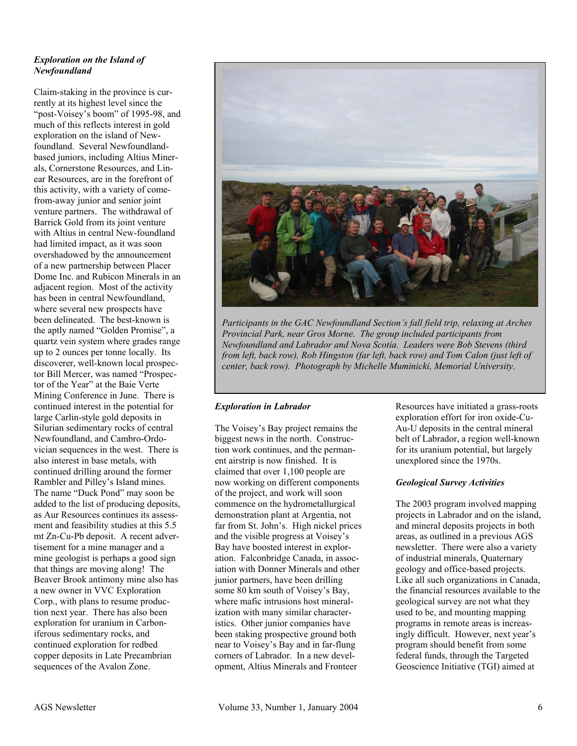### *Exploration on the Island of Newfoundland*

Claim-staking in the province is currently at its highest level since the "post-Voisey's boom" of 1995-98, and much of this reflects interest in gold exploration on the island of Newfoundland. Several Newfoundland-based juniors, including Altius Minerals, Cornerstone Resources, and Linear Resources, are in the forefront of this activity, with a variety of come-from-away junior and senior joint venture partners. The withdrawal of Barrick Gold from its joint venture with Altius in central New-foundland had limited impact, as it was soon overshadowed by the announcement of a new partnership between Placer Dome Inc. and Rubicon Minerals in an adjacent region. Most of the activity has been in central Newfoundland, where several new prospects have been delineated. The best-known is the aptly named "Golden Promise", a quartz vein system where grades range up to 2 ounces per tonne locally. Its discoverer, well-known local prospector Bill Mercer, was named "Prospector of the Year" at the Baie Verte Mining Conference in June. There is continued interest in the potential for large Carlin-style gold deposits in Silurian sedimentary rocks of central Newfoundland, and Cambro-Ordovician sequences in the west. There is also interest in base metals, with continued drilling around the former Rambler and Pilley's Island mines. The name "Duck Pond" may soon be added to the list of producing deposits, as Aur Resources continues its assessment and feasibility studies at this 5.5 mt Zn-Cu-Pb deposit. A recent advertisement for a mine manager and a mine geologist is perhaps a good sign that things are moving along! The Beaver Brook antimony mine also has a new owner in VVC Exploration Corp., with plans to resume production next year. There has also been exploration for uranium in Carboniferous sedimentary rocks, and continued exploration for redbed copper deposits in Late Precambrian sequences of the Avalon Zone.

*Participants in the GAC Newfoundland Section's fall field trip, relaxing at Arches Provincial Park, near Gros Morne. The group included participants from Newfoundland and Labrador and Nova Scotia. Leaders were Bob Stevens (third from left, back row), Rob Hingston (far left, back row) and Tom Calon (just left of center, back row). Photograph by Michelle Muminicki, Memorial University.*

### *Exploration in Labrador*

The Voisey's Bay project remains the biggest news in the north. Construction work continues, and the permanent airstrip is now finished. It is claimed that over 1,100 people are now working on different components of the project, and work will soon commence on the hydrometallurgical demonstration plant at Argentia, not far from St. John's. High nickel prices and the visible progress at Voisey's Bay have boosted interest in exploration. Falconbridge Canada, in association with Donner Minerals and other junior partners, have been drilling some 80 km south of Voisey's Bay, where mafic intrusions host mineralization with many similar characteristics. Other junior companies have been staking prospective ground both near to Voisey's Bay and in far-flung corners of Labrador. In a new development, Altius Minerals and Fronteer Resources have initiated a grass-roots exploration effort for iron oxide-Cu-Au-U deposits in the central mineral belt of Labrador, a region well-known for its uranium potential, but largely unexplored since the 1970s.

### *Geological Survey Activities*

The 2003 program involved mapping projects in Labrador and on the island, and mineral deposits projects in both areas, as outlined in a previous AGS newsletter. There were also a variety of industrial minerals, Quaternary geology and office-based projects. Like all such organizations in Canada, the financial resources available to the geological survey are not what they used to be, and mounting mapping programs in remote areas is increasingly difficult. However, next year's program should benefit from some federal funds, through the Targeted Geoscience Initiative (TGI) aimed at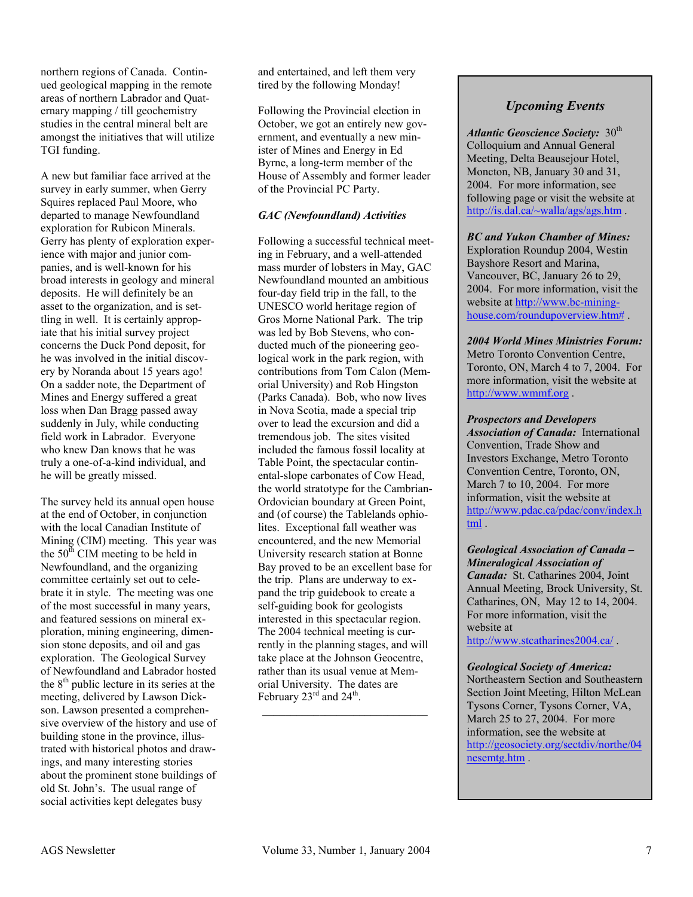northern regions of Canada. Continued geological mapping in the remote areas of northern Labrador and Quaternary mapping / till geochemistry studies in the central mineral belt are amongst the initiatives that will utilize TGI funding.

A new but familiar face arrived at the survey in early summer, when Gerry Squires replaced Paul Moore, who departed to manage Newfoundland exploration for Rubicon Minerals. Gerry has plenty of exploration experience with major and junior companies, and is well-known for his broad interests in geology and mineral deposits. He will definitely be an asset to the organization, and is settling in well. It is certainly appropriate that his initial survey project concerns the Duck Pond deposit, for he was involved in the initial discovery by Noranda about 15 years ago! On a sadder note, the Department of Mines and Energy suffered a great loss when Dan Bragg passed away suddenly in July, while conducting field work in Labrador. Everyone who knew Dan knows that he was truly a one-of-a-kind individual, and he will be greatly missed.

The survey held its annual open house at the end of October, in conjunction with the local Canadian Institute of Mining (CIM) meeting. This year was the 50th CIM meeting to be held in Newfoundland, and the organizing committee certainly set out to celebrate it in style. The meeting was one of the most successful in many years, and featured sessions on mineral exploration, mining engineering, dimension stone deposits, and oil and gas exploration. The Geological Survey of Newfoundland and Labrador hosted the 8th public lecture in its series at the meeting, delivered by Lawson Dickson. Lawson presented a comprehensive overview of the history and use of building stone in the province, illustrated with historical photos and drawings, and many interesting stories about the prominent stone buildings of old St. John's. The usual range of social activities kept delegates busy and entertained, and left them very tired by the following Monday!

Following the Provincial election in October, we got an entirely new government, and eventually a new minister of Mines and Energy in Ed Byrne, a long-term member of the House of Assembly and former leader of the Provincial PC Party.

### *GAC (Newfoundland) Activities*

Following a successful technical meeting in February, and a well-attended mass murder of lobsters in May, GAC Newfoundland mounted an ambitious four-day field trip in the fall, to the UNESCO world heritage region of Gros Morne National Park. The trip was led by Bob Stevens, who conducted much of the pioneering geological work in the park region, with contributions from Tom Calon (Memorial University) and Rob Hingston (Parks Canada). Bob, who now lives in Nova Scotia, made a special trip over to lead the excursion and did a tremendous job. The sites visited included the famous fossil locality at Table Point, the spectacular continental-slope carbonates of Cow Head, the world stratotype for the Cambrian-Ordovician boundary at Green Point, and (of course) the Tablelands ophiolites. Exceptional fall weather was encountered, and the new Memorial University research station at Bonne Bay proved to be an excellent base for the trip. Plans are underway to expand the trip guidebook to create a self-guiding book for geologists interested in this spectacular region. The 2004 technical meeting is currently in the planning stages, and will take place at the Johnson Geocentre, rather than its usual venue at Memorial University. The dates are February 23rd and 24th.

---

## *Upcoming Events*

***Atlantic Geoscience Society:*** 30th Colloquium and Annual General Meeting, Delta Beausejour Hotel, Moncton, NB, January 30 and 31, 2004. For more information, see following page or visit the website at http://is.dal.ca/~walla/ags/ags.htm .

***BC and Yukon Chamber of Mines:*** Exploration Roundup 2004, Westin Bayshore Resort and Marina, Vancouver, BC, January 26 to 29, 2004. For more information, visit the website at http://www.bc-mining-house.com/roundupoverview.htm# .

***2004 World Mines Ministries Forum:*** Metro Toronto Convention Centre, Toronto, ON, March 4 to 7, 2004. For more information, visit the website at http://www.wmmf.org .

***Prospectors and Developers Association of Canada:*** International Convention, Trade Show and Investors Exchange, Metro Toronto Convention Centre, Toronto, ON, March 7 to 10, 2004. For more information, visit the website at http://www.pdac.ca/pdac/conv/index.html .

***Geological Association of Canada – Mineralogical Association of Canada:*** St. Catharines 2004, Joint Annual Meeting, Brock University, St. Catharines, ON, May 12 to 14, 2004. For more information, visit the website at http://www.stcatharines2004.ca/ .

***Geological Society of America:*** Northeastern Section and Southeastern Section Joint Meeting, Hilton McLean Tysons Corner, Tysons Corner, VA, March 25 to 27, 2004. For more information, see the website at http://geosociety.org/sectdiv/northe/04nesemtg.htm .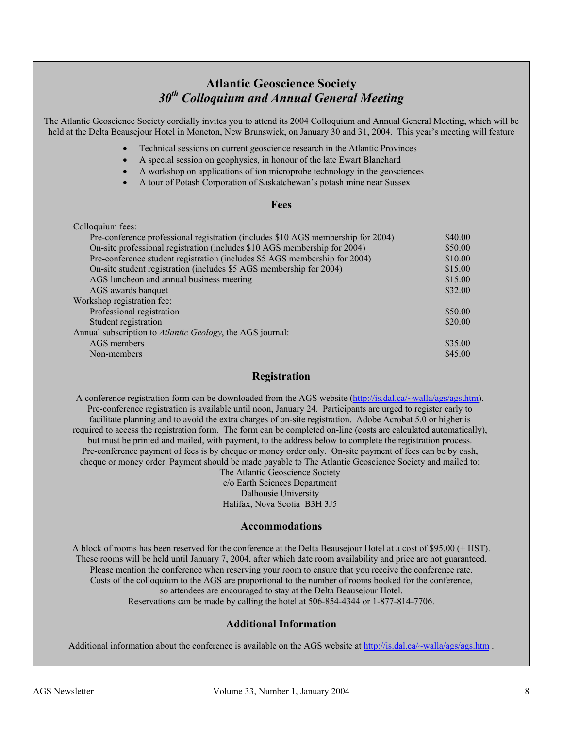# Atlantic Geoscience Society

## *30th Colloquium and Annual General Meeting*

The Atlantic Geoscience Society cordially invites you to attend its 2004 Colloquium and Annual General Meeting, which will be held at the Delta Beausejour Hotel in Moncton, New Brunswick, on January 30 and 31, 2004. This year's meeting will feature

- Technical sessions on current geoscience research in the Atlantic Provinces
- A special session on geophysics, in honour of the late Ewart Blanchard
- A workshop on applications of ion microprobe technology in the geosciences
- A tour of Potash Corporation of Saskatchewan's potash mine near Sussex

### Fees

| | |
|---|---|
| Colloquium fees: | |
| Pre-conference professional registration (includes $10 AGS membership for 2004) | $40.00 |
| On-site professional registration (includes $10 AGS membership for 2004) | $50.00 |
| Pre-conference student registration (includes $5 AGS membership for 2004) | $10.00 |
| On-site student registration (includes $5 AGS membership for 2004) | $15.00 |
| AGS luncheon and annual business meeting | $15.00 |
| AGS awards banquet | $32.00 |
| Workshop registration fee: | |
| Professional registration | $50.00 |
| Student registration | $20.00 |
| Annual subscription to *Atlantic Geology*, the AGS journal: | |
| AGS members | $35.00 |
| Non-members | $45.00 |

### Registration

A conference registration form can be downloaded from the AGS website (http://is.dal.ca/~walla/ags/ags.htm). Pre-conference registration is available until noon, January 24. Participants are urged to register early to facilitate planning and to avoid the extra charges of on-site registration. Adobe Acrobat 5.0 or higher is required to access the registration form. The form can be completed on-line (costs are calculated automatically), but must be printed and mailed, with payment, to the address below to complete the registration process. Pre-conference payment of fees is by cheque or money order only. On-site payment of fees can be by cash, cheque or money order. Payment should be made payable to The Atlantic Geoscience Society and mailed to:

The Atlantic Geoscience Society
c/o Earth Sciences Department
Dalhousie University
Halifax, Nova Scotia B3H 3J5

### Accommodations

A block of rooms has been reserved for the conference at the Delta Beausejour Hotel at a cost of $95.00 (+ HST). These rooms will be held until January 7, 2004, after which date room availability and price are not guaranteed. Please mention the conference when reserving your room to ensure that you receive the conference rate. Costs of the colloquium to the AGS are proportional to the number of rooms booked for the conference, so attendees are encouraged to stay at the Delta Beausejour Hotel. Reservations can be made by calling the hotel at 506-854-4344 or 1-877-814-7706.

### Additional Information

Additional information about the conference is available on the AGS website at http://is.dal.ca/~walla/ags/ags.htm .